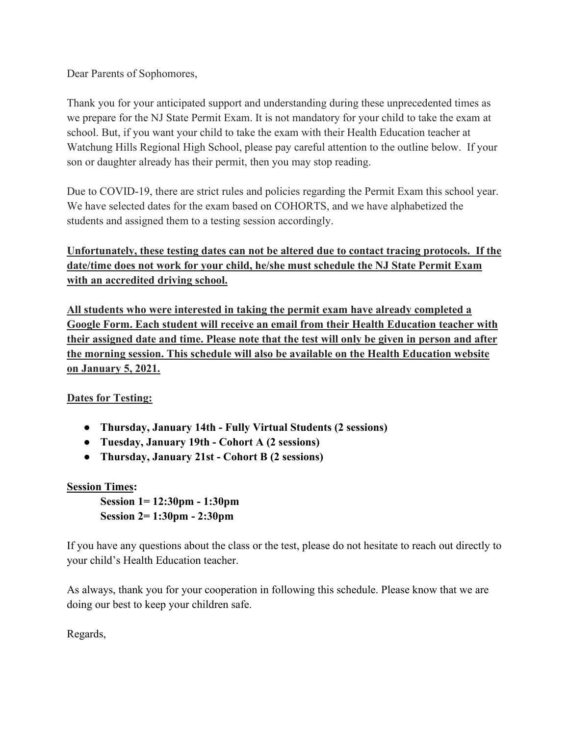Dear Parents of Sophomores,

Thank you for your anticipated support and understanding during these unprecedented times as we prepare for the NJ State Permit Exam. It is not mandatory for your child to take the exam at school. But, if you want your child to take the exam with their Health Education teacher at Watchung Hills Regional High School, please pay careful attention to the outline below. If your son or daughter already has their permit, then you may stop reading.

Due to COVID-19, there are strict rules and policies regarding the Permit Exam this school year. We have selected dates for the exam based on COHORTS, and we have alphabetized the students and assigned them to a testing session accordingly.

<u>**Unfortunately, these testing dates can not be altered due to contact tracing protocols. If the date/time does not work for your child, he/she must schedule the NJ State Permit Exam with an accredited driving school.**</u>

<u>**All students who were interested in taking the permit exam have already completed a Google Form. Each student will receive an email from their Health Education teacher with their assigned date and time. Please note that the test will only be given in person and after the morning session. This schedule will also be available on the Health Education website on January 5, 2021.**</u>

<u>**Dates for Testing:**</u>

- **Thursday, January 14th - Fully Virtual Students (2 sessions)**
- **Tuesday, January 19th - Cohort A (2 sessions)**
- **Thursday, January 21st - Cohort B (2 sessions)**

<u>**Session Times**</u>**:**

**Session 1= 12:30pm - 1:30pm**
**Session 2= 1:30pm - 2:30pm**

If you have any questions about the class or the test, please do not hesitate to reach out directly to your child's Health Education teacher.

As always, thank you for your cooperation in following this schedule. Please know that we are doing our best to keep your children safe.

Regards,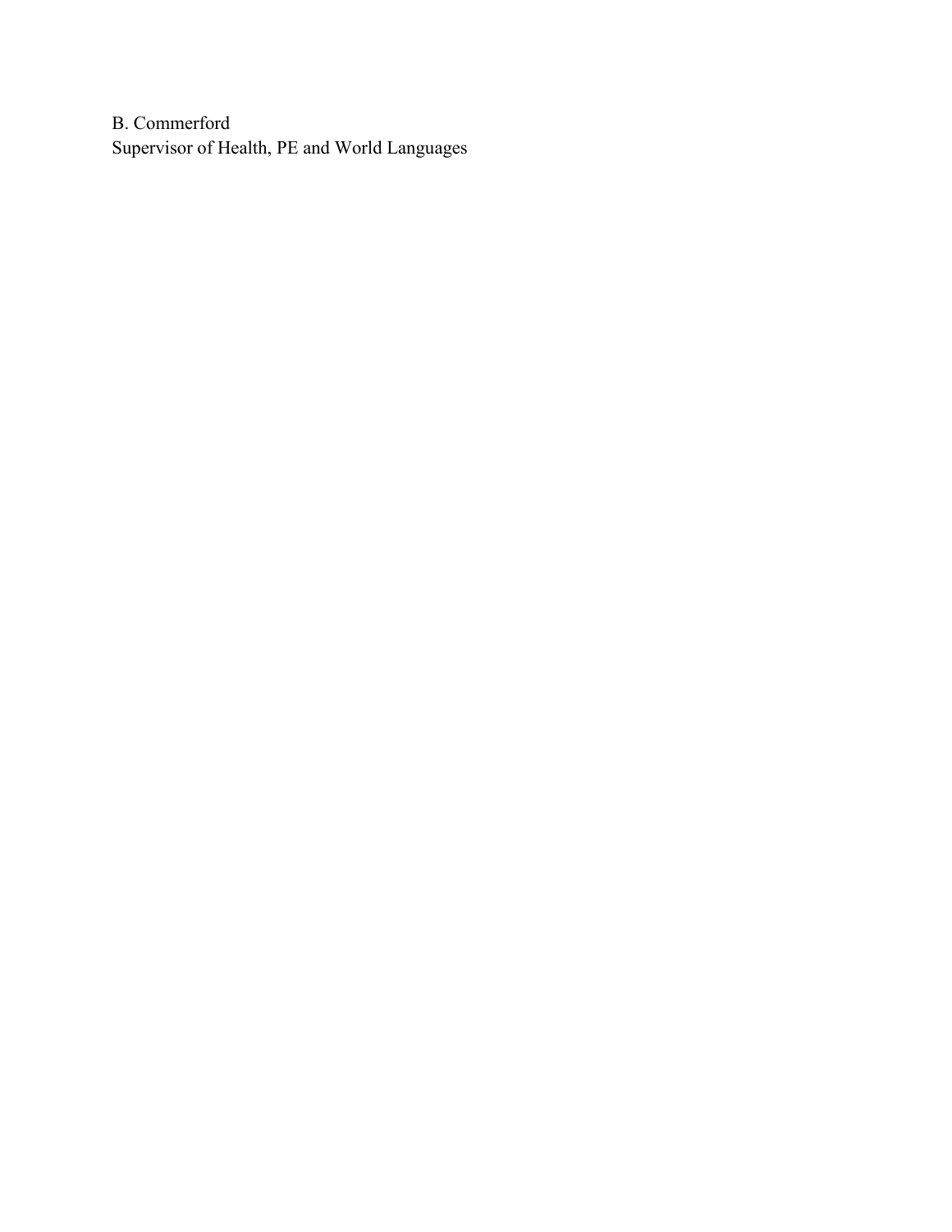B. Commerford
Supervisor of Health, PE and World Languages